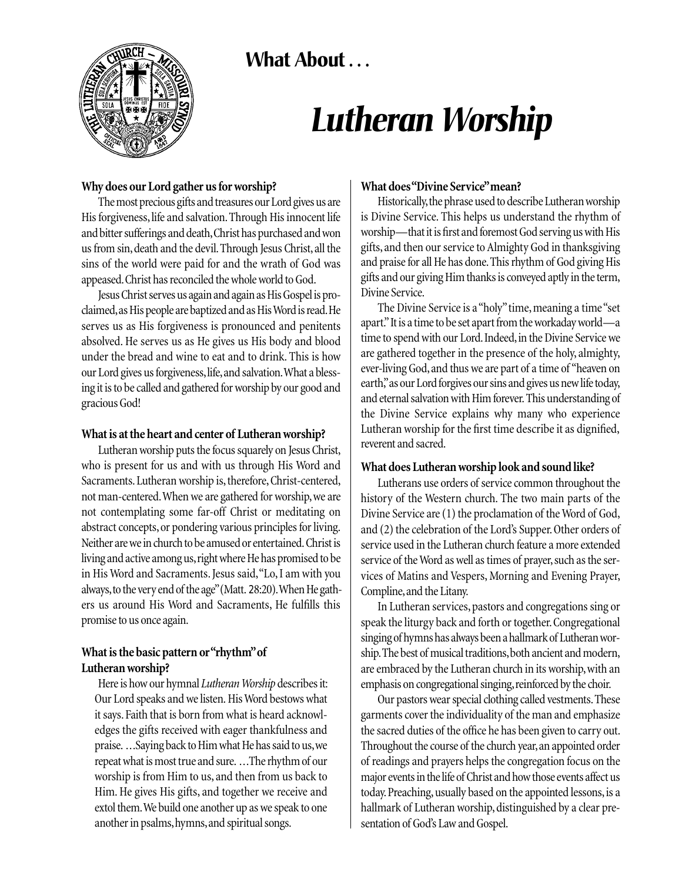# What About . . .

# *Lutheran Worship*

**Why does our Lord gather us for worship?**

The most precious gifts and treasures our Lord gives us are His forgiveness, life and salvation. Through His innocent life and bitter sufferings and death, Christ has purchased and won us from sin, death and the devil. Through Jesus Christ, all the sins of the world were paid for and the wrath of God was appeased. Christ has reconciled the whole world to God.

Jesus Christ serves us again and again as His Gospel is proclaimed, as His people are baptized and as His Word is read. He serves us as His forgiveness is pronounced and penitents absolved. He serves us as He gives us His body and blood under the bread and wine to eat and to drink. This is how our Lord gives us forgiveness, life, and salvation. What a blessing it is to be called and gathered for worship by our good and gracious God!

**What is at the heart and center of Lutheran worship?**

Lutheran worship puts the focus squarely on Jesus Christ, who is present for us and with us through His Word and Sacraments. Lutheran worship is, therefore, Christ-centered, not man-centered. When we are gathered for worship, we are not contemplating some far-off Christ or meditating on abstract concepts, or pondering various principles for living. Neither are we in church to be amused or entertained. Christ is living and active among us, right where He has promised to be in His Word and Sacraments. Jesus said, "Lo, I am with you always, to the very end of the age" (Matt. 28:20). When He gathers us around His Word and Sacraments, He fulfills this promise to us once again.

**What is the basic pattern or "rhythm" of Lutheran worship?**

Here is how our hymnal *Lutheran Worship* describes it:

> Our Lord speaks and we listen. His Word bestows what it says. Faith that is born from what is heard acknowledges the gifts received with eager thankfulness and praise. …Saying back to Him what He has said to us, we repeat what is most true and sure. …The rhythm of our worship is from Him to us, and then from us back to Him. He gives His gifts, and together we receive and extol them. We build one another up as we speak to one another in psalms, hymns, and spiritual songs.

**What does "Divine Service" mean?**

Historically, the phrase used to describe Lutheran worship is Divine Service. This helps us understand the rhythm of worship—that it is first and foremost God serving us with His gifts, and then our service to Almighty God in thanksgiving and praise for all He has done. This rhythm of God giving His gifts and our giving Him thanks is conveyed aptly in the term, Divine Service.

The Divine Service is a "holy" time, meaning a time "set apart." It is a time to be set apart from the workaday world—a time to spend with our Lord. Indeed, in the Divine Service we are gathered together in the presence of the holy, almighty, ever-living God, and thus we are part of a time of "heaven on earth," as our Lord forgives our sins and gives us new life today, and eternal salvation with Him forever. This understanding of the Divine Service explains why many who experience Lutheran worship for the first time describe it as dignified, reverent and sacred.

**What does Lutheran worship look and sound like?**

Lutherans use orders of service common throughout the history of the Western church. The two main parts of the Divine Service are (1) the proclamation of the Word of God, and (2) the celebration of the Lord's Supper. Other orders of service used in the Lutheran church feature a more extended service of the Word as well as times of prayer, such as the services of Matins and Vespers, Morning and Evening Prayer, Compline, and the Litany.

In Lutheran services, pastors and congregations sing or speak the liturgy back and forth or together. Congregational singing of hymns has always been a hallmark of Lutheran worship. The best of musical traditions, both ancient and modern, are embraced by the Lutheran church in its worship, with an emphasis on congregational singing, reinforced by the choir.

Our pastors wear special clothing called vestments. These garments cover the individuality of the man and emphasize the sacred duties of the office he has been given to carry out. Throughout the course of the church year, an appointed order of readings and prayers helps the congregation focus on the major events in the life of Christ and how those events affect us today. Preaching, usually based on the appointed lessons, is a hallmark of Lutheran worship, distinguished by a clear presentation of God's Law and Gospel.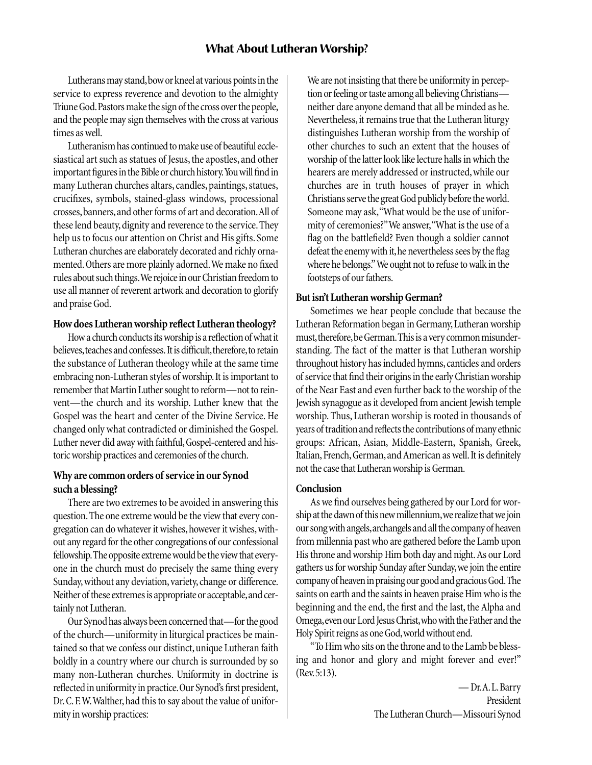# What About Lutheran Worship?

Lutherans may stand, bow or kneel at various points in the service to express reverence and devotion to the almighty Triune God. Pastors make the sign of the cross over the people, and the people may sign themselves with the cross at various times as well.

Lutheranism has continued to make use of beautiful ecclesiastical art such as statues of Jesus, the apostles, and other important figures in the Bible or church history. You will find in many Lutheran churches altars, candles, paintings, statues, crucifixes, symbols, stained-glass windows, processional crosses, banners, and other forms of art and decoration. All of these lend beauty, dignity and reverence to the service. They help us to focus our attention on Christ and His gifts. Some Lutheran churches are elaborately decorated and richly ornamented. Others are more plainly adorned. We make no fixed rules about such things. We rejoice in our Christian freedom to use all manner of reverent artwork and decoration to glorify and praise God.

**How does Lutheran worship reflect Lutheran theology?**

How a church conducts its worship is a reflection of what it believes, teaches and confesses. It is difficult, therefore, to retain the substance of Lutheran theology while at the same time embracing non-Lutheran styles of worship. It is important to remember that Martin Luther sought to reform—not to reinvent—the church and its worship. Luther knew that the Gospel was the heart and center of the Divine Service. He changed only what contradicted or diminished the Gospel. Luther never did away with faithful, Gospel-centered and historic worship practices and ceremonies of the church.

**Why are common orders of service in our Synod such a blessing?**

There are two extremes to be avoided in answering this question. The one extreme would be the view that every congregation can do whatever it wishes, however it wishes, without any regard for the other congregations of our confessional fellowship. The opposite extreme would be the view that everyone in the church must do precisely the same thing every Sunday, without any deviation, variety, change or difference. Neither of these extremes is appropriate or acceptable, and certainly not Lutheran.

Our Synod has always been concerned that—for the good of the church—uniformity in liturgical practices be maintained so that we confess our distinct, unique Lutheran faith boldly in a country where our church is surrounded by so many non-Lutheran churches. Uniformity in doctrine is reflected in uniformity in practice. Our Synod's first president, Dr. C. F. W. Walther, had this to say about the value of uniformity in worship practices:

> We are not insisting that there be uniformity in perception or feeling or taste among all believing Christians—neither dare anyone demand that all be minded as he. Nevertheless, it remains true that the Lutheran liturgy distinguishes Lutheran worship from the worship of other churches to such an extent that the houses of worship of the latter look like lecture halls in which the hearers are merely addressed or instructed, while our churches are in truth houses of prayer in which Christians serve the great God publicly before the world. Someone may ask, "What would be the use of uniformity of ceremonies?" We answer, "What is the use of a flag on the battlefield? Even though a soldier cannot defeat the enemy with it, he nevertheless sees by the flag where he belongs." We ought not to refuse to walk in the footsteps of our fathers.

**But isn't Lutheran worship German?**

Sometimes we hear people conclude that because the Lutheran Reformation began in Germany, Lutheran worship must, therefore, be German. This is a very common misunderstanding. The fact of the matter is that Lutheran worship throughout history has included hymns, canticles and orders of service that find their origins in the early Christian worship of the Near East and even further back to the worship of the Jewish synagogue as it developed from ancient Jewish temple worship. Thus, Lutheran worship is rooted in thousands of years of tradition and reflects the contributions of many ethnic groups: African, Asian, Middle-Eastern, Spanish, Greek, Italian, French, German, and American as well. It is definitely not the case that Lutheran worship is German.

**Conclusion**

As we find ourselves being gathered by our Lord for worship at the dawn of this new millennium, we realize that we join our song with angels, archangels and all the company of heaven from millennia past who are gathered before the Lamb upon His throne and worship Him both day and night. As our Lord gathers us for worship Sunday after Sunday, we join the entire company of heaven in praising our good and gracious God. The saints on earth and the saints in heaven praise Him who is the beginning and the end, the first and the last, the Alpha and Omega, even our Lord Jesus Christ, who with the Father and the Holy Spirit reigns as one God, world without end.

"To Him who sits on the throne and to the Lamb be blessing and honor and glory and might forever and ever!" (Rev. 5:13).

— Dr. A. L. Barry
President
The Lutheran Church—Missouri Synod